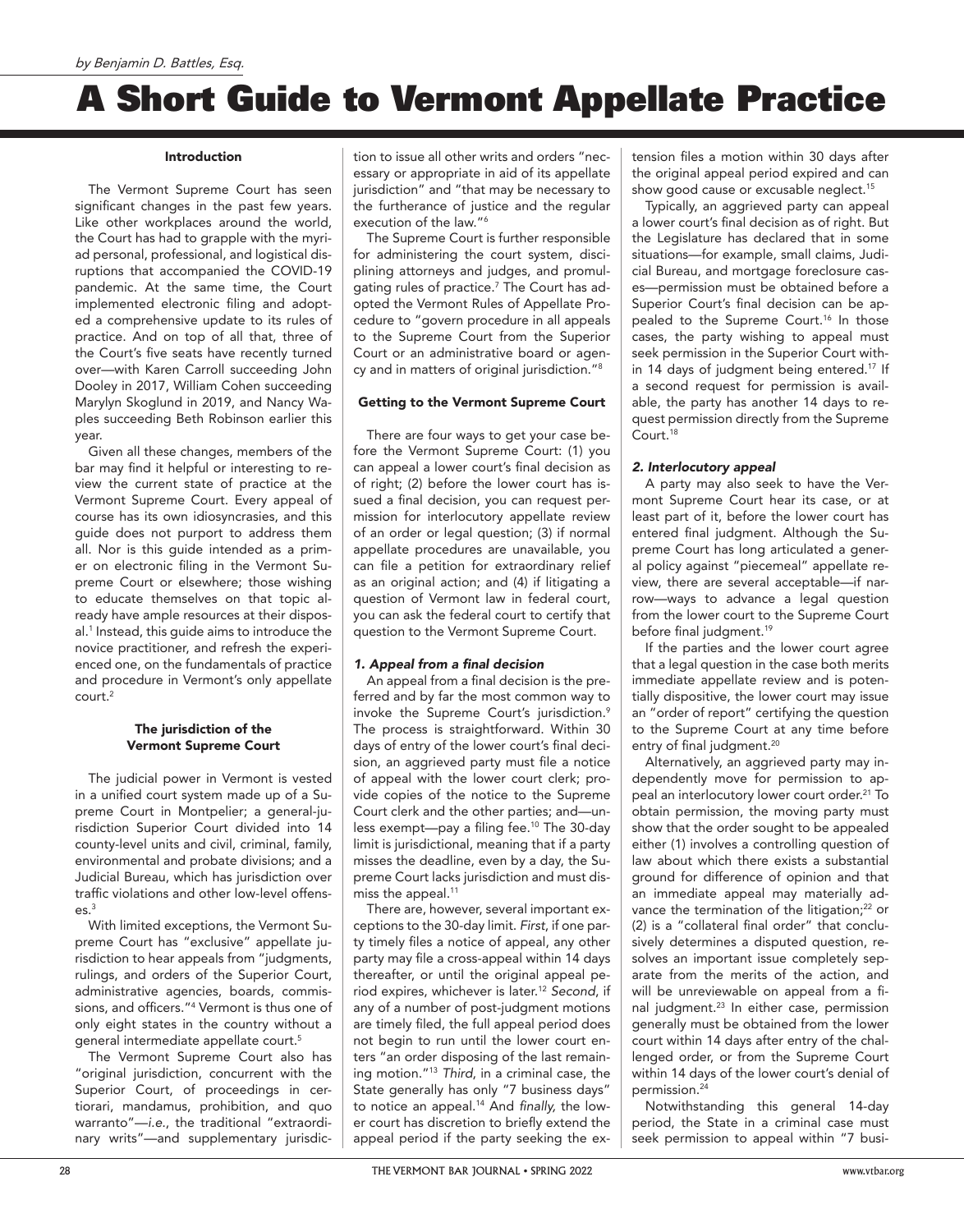*by Benjamin D. Battles, Esq.*

# A Short Guide to Vermont Appellate Practice

### Introduction

The Vermont Supreme Court has seen significant changes in the past few years. Like other workplaces around the world, the Court has had to grapple with the myriad personal, professional, and logistical disruptions that accompanied the COVID-19 pandemic. At the same time, the Court implemented electronic filing and adopted a comprehensive update to its rules of practice. And on top of all that, three of the Court's five seats have recently turned over—with Karen Carroll succeeding John Dooley in 2017, William Cohen succeeding Marylyn Skoglund in 2019, and Nancy Waples succeeding Beth Robinson earlier this year.

Given all these changes, members of the bar may find it helpful or interesting to review the current state of practice at the Vermont Supreme Court. Every appeal of course has its own idiosyncrasies, and this guide does not purport to address them all. Nor is this guide intended as a primer on electronic filing in the Vermont Supreme Court or elsewhere; those wishing to educate themselves on that topic already have ample resources at their disposal.[1] Instead, this guide aims to introduce the novice practitioner, and refresh the experienced one, on the fundamentals of practice and procedure in Vermont's only appellate court.[2]

### The jurisdiction of the Vermont Supreme Court

The judicial power in Vermont is vested in a unified court system made up of a Supreme Court in Montpelier; a general-jurisdiction Superior Court divided into 14 county-level units and civil, criminal, family, environmental and probate divisions; and a Judicial Bureau, which has jurisdiction over traffic violations and other low-level offenses.[3]

With limited exceptions, the Vermont Supreme Court has "exclusive" appellate jurisdiction to hear appeals from "judgments, rulings, and orders of the Superior Court, administrative agencies, boards, commissions, and officers."[4] Vermont is thus one of only eight states in the country without a general intermediate appellate court.[5]

The Vermont Supreme Court also has "original jurisdiction, concurrent with the Superior Court, of proceedings in certiorari, mandamus, prohibition, and quo warranto"—*i.e.*, the traditional "extraordinary writs"—and supplementary jurisdiction to issue all other writs and orders "necessary or appropriate in aid of its appellate jurisdiction" and "that may be necessary to the furtherance of justice and the regular execution of the law."[6]

The Supreme Court is further responsible for administering the court system, disciplining attorneys and judges, and promulgating rules of practice.[7] The Court has adopted the Vermont Rules of Appellate Procedure to "govern procedure in all appeals to the Supreme Court from the Superior Court or an administrative board or agency and in matters of original jurisdiction."[8]

### Getting to the Vermont Supreme Court

There are four ways to get your case before the Vermont Supreme Court: (1) you can appeal a lower court's final decision as of right; (2) before the lower court has issued a final decision, you can request permission for interlocutory appellate review of an order or legal question; (3) if normal appellate procedures are unavailable, you can file a petition for extraordinary relief as an original action; and (4) if litigating a question of Vermont law in federal court, you can ask the federal court to certify that question to the Vermont Supreme Court.

#### *1. Appeal from a final decision*

An appeal from a final decision is the preferred and by far the most common way to invoke the Supreme Court's jurisdiction.[9] The process is straightforward. Within 30 days of entry of the lower court's final decision, an aggrieved party must file a notice of appeal with the lower court clerk; provide copies of the notice to the Supreme Court clerk and the other parties; and—unless exempt—pay a filing fee.[10] The 30-day limit is jurisdictional, meaning that if a party misses the deadline, even by a day, the Supreme Court lacks jurisdiction and must dismiss the appeal.[11]

There are, however, several important exceptions to the 30-day limit. *First*, if one party timely files a notice of appeal, any other party may file a cross-appeal within 14 days thereafter, or until the original appeal period expires, whichever is later.[12] *Second*, if any of a number of post-judgment motions are timely filed, the full appeal period does not begin to run until the lower court enters "an order disposing of the last remaining motion."[13] *Third*, in a criminal case, the State generally has only "7 business days" to notice an appeal.[14] And *finally*, the lower court has discretion to briefly extend the appeal period if the party seeking the extension files a motion within 30 days after the original appeal period expired and can show good cause or excusable neglect.[15]

Typically, an aggrieved party can appeal a lower court's final decision as of right. But the Legislature has declared that in some situations—for example, small claims, Judicial Bureau, and mortgage foreclosure cases—permission must be obtained before a Superior Court's final decision can be appealed to the Supreme Court.[16] In those cases, the party wishing to appeal must seek permission in the Superior Court within 14 days of judgment being entered.[17] If a second request for permission is available, the party has another 14 days to request permission directly from the Supreme Court.[18]

#### *2. Interlocutory appeal*

A party may also seek to have the Vermont Supreme Court hear its case, or at least part of it, before the lower court has entered final judgment. Although the Supreme Court has long articulated a general policy against "piecemeal" appellate review, there are several acceptable—if narrow—ways to advance a legal question from the lower court to the Supreme Court before final judgment.[19]

If the parties and the lower court agree that a legal question in the case both merits immediate appellate review and is potentially dispositive, the lower court may issue an "order of report" certifying the question to the Supreme Court at any time before entry of final judgment.[20]

Alternatively, an aggrieved party may independently move for permission to appeal an interlocutory lower court order.[21] To obtain permission, the moving party must show that the order sought to be appealed either (1) involves a controlling question of law about which there exists a substantial ground for difference of opinion and that an immediate appeal may materially advance the termination of the litigation;[22] or (2) is a "collateral final order" that conclusively determines a disputed question, resolves an important issue completely separate from the merits of the action, and will be unreviewable on appeal from a final judgment.[23] In either case, permission generally must be obtained from the lower court within 14 days after entry of the challenged order, or from the Supreme Court within 14 days of the lower court's denial of permission.[24]

Notwithstanding this general 14-day period, the State in a criminal case must seek permission to appeal within "7 busi-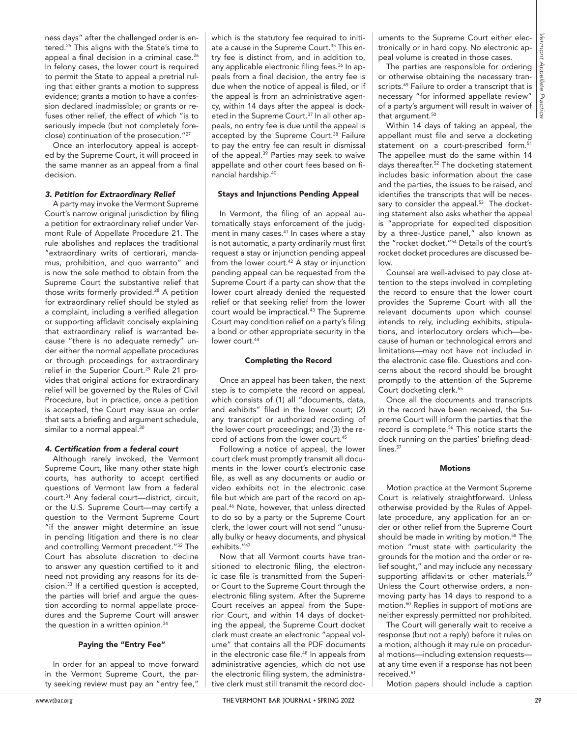ness days" after the challenged order is entered.[25] This aligns with the State's time to appeal a final decision in a criminal case.[26] In felony cases, the lower court is required to permit the State to appeal a pretrial ruling that either grants a motion to suppress evidence; grants a motion to have a confession declared inadmissible; or grants or refuses other relief, the effect of which "is to seriously impede (but not completely foreclose) continuation of the prosecution."[27]

Once an interlocutory appeal is accepted by the Supreme Court, it will proceed in the same manner as an appeal from a final decision.

#### *3. Petition for Extraordinary Relief*

A party may invoke the Vermont Supreme Court's narrow original jurisdiction by filing a petition for extraordinary relief under Vermont Rule of Appellate Procedure 21. The rule abolishes and replaces the traditional "extraordinary writs of certiorari, mandamus, prohibition, and quo warranto" and is now the sole method to obtain from the Supreme Court the substantive relief that those writs formerly provided.[28] A petition for extraordinary relief should be styled as a complaint, including a verified allegation or supporting affidavit concisely explaining that extraordinary relief is warranted because "there is no adequate remedy" under either the normal appellate procedures or through proceedings for extraordinary relief in the Superior Court.[29] Rule 21 provides that original actions for extraordinary relief will be governed by the Rules of Civil Procedure, but in practice, once a petition is accepted, the Court may issue an order that sets a briefing and argument schedule, similar to a normal appeal.[30]

#### *4. Certification from a federal court*

Although rarely invoked, the Vermont Supreme Court, like many other state high courts, has authority to accept certified questions of Vermont law from a federal court.[31] Any federal court—district, circuit, or the U.S. Supreme Court—may certify a question to the Vermont Supreme Court "if the answer might determine an issue in pending litigation and there is no clear and controlling Vermont precedent."[32] The Court has absolute discretion to decline to answer any question certified to it and need not providing any reasons for its decision.[33] If a certified question is accepted, the parties will brief and argue the question according to normal appellate procedures and the Supreme Court will answer the question in a written opinion.[34]

### Paying the "Entry Fee"

In order for an appeal to move forward in the Vermont Supreme Court, the party seeking review must pay an "entry fee," which is the statutory fee required to initiate a cause in the Supreme Court.[35] This entry fee is distinct from, and in addition to, any applicable electronic filing fees.[36] In appeals from a final decision, the entry fee is due when the notice of appeal is filed, or if the appeal is from an administrative agency, within 14 days after the appeal is docketed in the Supreme Court.[37] In all other appeals, no entry fee is due until the appeal is accepted by the Supreme Court.[38] Failure to pay the entry fee can result in dismissal of the appeal.[39] Parties may seek to waive appellate and other court fees based on financial hardship.[40]

### Stays and Injunctions Pending Appeal

In Vermont, the filing of an appeal automatically stays enforcement of the judgment in many cases.[41] In cases where a stay is not automatic, a party ordinarily must first request a stay or injunction pending appeal from the lower court.[42] A stay or injunction pending appeal can be requested from the Supreme Court if a party can show that the lower court already denied the requested relief or that seeking relief from the lower court would be impractical.[43] The Supreme Court may condition relief on a party's filing a bond or other appropriate security in the lower court.[44]

### Completing the Record

Once an appeal has been taken, the next step is to complete the record on appeal, which consists of (1) all "documents, data, and exhibits" filed in the lower court; (2) any transcript or authorized recording of the lower court proceedings; and (3) the record of actions from the lower court.[45]

Following a notice of appeal, the lower court clerk must promptly transmit all documents in the lower court's electronic case file, as well as any documents or audio or video exhibits not in the electronic case file but which are part of the record on appeal.[46] Note, however, that unless directed to do so by a party or the Supreme Court clerk, the lower court will not send "unusually bulky or heavy documents, and physical exhibits."[47]

Now that all Vermont courts have transitioned to electronic filing, the electronic case file is transmitted from the Superior Court to the Supreme Court through the electronic filing system. After the Supreme Court receives an appeal from the Superior Court, and within 14 days of docketing the appeal, the Supreme Court docket clerk must create an electronic "appeal volume" that contains all the PDF documents in the electronic case file.[48] In appeals from administrative agencies, which do not use the electronic filing system, the administrative clerk must still transmit the record documents to the Supreme Court either electronically or in hard copy. No electronic appeal volume is created in those cases.

The parties are responsible for ordering or otherwise obtaining the necessary transcripts.[49] Failure to order a transcript that is necessary "for informed appellate review" of a party's argument will result in waiver of that argument.[50]

Within 14 days of taking an appeal, the appellant must file and serve a docketing statement on a court-prescribed form.[51] The appellee must do the same within 14 days thereafter.[52] The docketing statement includes basic information about the case and the parties, the issues to be raised, and identifies the transcripts that will be necessary to consider the appeal.[53] The docketing statement also asks whether the appeal is "appropriate for expedited disposition by a three-Justice panel," also known as the "rocket docket."[54] Details of the court's rocket docket procedures are discussed below.

Counsel are well-advised to pay close attention to the steps involved in completing the record to ensure that the lower court provides the Supreme Court with all the relevant documents upon which counsel intends to rely, including exhibits, stipulations, and interlocutory orders which—because of human or technological errors and limitations—may not have not included in the electronic case file. Questions and concerns about the record should be brought promptly to the attention of the Supreme Court docketing clerk.[55]

Once all the documents and transcripts in the record have been received, the Supreme Court will inform the parties that the record is complete.[56] This notice starts the clock running on the parties' briefing deadlines.[57]

### Motions

Motion practice at the Vermont Supreme Court is relatively straightforward. Unless otherwise provided by the Rules of Appellate procedure, any application for an order or other relief from the Supreme Court should be made in writing by motion.[58] The motion "must state with particularity the grounds for the motion and the order or relief sought," and may include any necessary supporting affidavits or other materials.[59] Unless the Court otherwise orders, a nonmoving party has 14 days to respond to a motion.[60] Replies in support of motions are neither expressly permitted nor prohibited.

The Court will generally wait to receive a response (but not a reply) before it rules on a motion, although it may rule on procedural motions—including extension requests—at any time even if a response has not been received.[61]

Motion papers should include a caption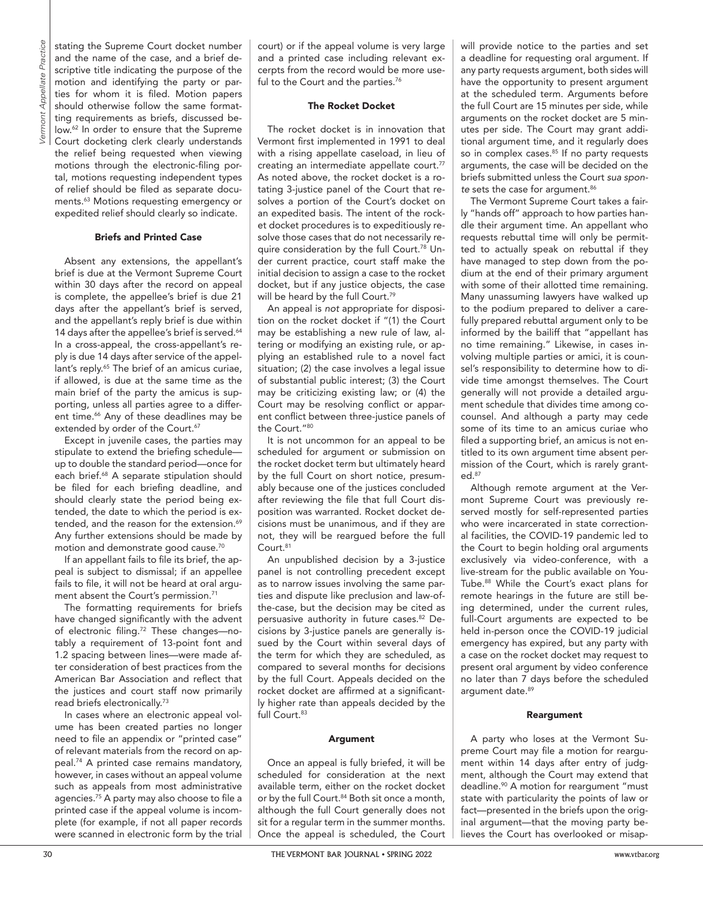stating the Supreme Court docket number and the name of the case, and a brief descriptive title indicating the purpose of the motion and identifying the party or parties for whom it is filed. Motion papers should otherwise follow the same formatting requirements as briefs, discussed below.[62] In order to ensure that the Supreme Court docketing clerk clearly understands the relief being requested when viewing motions through the electronic-filing portal, motions requesting independent types of relief should be filed as separate documents.[63] Motions requesting emergency or expedited relief should clearly so indicate.

### Briefs and Printed Case

Absent any extensions, the appellant's brief is due at the Vermont Supreme Court within 30 days after the record on appeal is complete, the appellee's brief is due 21 days after the appellant's brief is served, and the appellant's reply brief is due within 14 days after the appellee's brief is served.[64] In a cross-appeal, the cross-appellant's reply is due 14 days after service of the appellant's reply.[65] The brief of an amicus curiae, if allowed, is due at the same time as the main brief of the party the amicus is supporting, unless all parties agree to a different time.[66] Any of these deadlines may be extended by order of the Court.[67]

Except in juvenile cases, the parties may stipulate to extend the briefing schedule—up to double the standard period—once for each brief.[68] A separate stipulation should be filed for each briefing deadline, and should clearly state the period being extended, the date to which the period is extended, and the reason for the extension.[69] Any further extensions should be made by motion and demonstrate good cause.[70]

If an appellant fails to file its brief, the appeal is subject to dismissal; if an appellee fails to file, it will not be heard at oral argument absent the Court's permission.[71]

The formatting requirements for briefs have changed significantly with the advent of electronic filing.[72] These changes—notably a requirement of 13-point font and 1.2 spacing between lines—were made after consideration of best practices from the American Bar Association and reflect that the justices and court staff now primarily read briefs electronically.[73]

In cases where an electronic appeal volume has been created parties no longer need to file an appendix or "printed case" of relevant materials from the record on appeal.[74] A printed case remains mandatory, however, in cases without an appeal volume such as appeals from most administrative agencies.[75] A party may also choose to file a printed case if the appeal volume is incomplete (for example, if not all paper records were scanned in electronic form by the trial court) or if the appeal volume is very large and a printed case including relevant excerpts from the record would be more useful to the Court and the parties.[76]

### The Rocket Docket

The rocket docket is in innovation that Vermont first implemented in 1991 to deal with a rising appellate caseload, in lieu of creating an intermediate appellate court.[77] As noted above, the rocket docket is a rotating 3-justice panel of the Court that resolves a portion of the Court's docket on an expedited basis. The intent of the rocket docket procedures is to expeditiously resolve those cases that do not necessarily require consideration by the full Court.[78] Under current practice, court staff make the initial decision to assign a case to the rocket docket, but if any justice objects, the case will be heard by the full Court.[79]

An appeal is *not* appropriate for disposition on the rocket docket if "(1) the Court may be establishing a new rule of law, altering or modifying an existing rule, or applying an established rule to a novel fact situation; (2) the case involves a legal issue of substantial public interest; (3) the Court may be criticizing existing law; or (4) the Court may be resolving conflict or apparent conflict between three-justice panels of the Court."[80]

It is not uncommon for an appeal to be scheduled for argument or submission on the rocket docket term but ultimately heard by the full Court on short notice, presumably because one of the justices concluded after reviewing the file that full Court disposition was warranted. Rocket docket decisions must be unanimous, and if they are not, they will be reargued before the full Court.[81]

An unpublished decision by a 3-justice panel is not controlling precedent except as to narrow issues involving the same parties and dispute like preclusion and law-of-the-case, but the decision may be cited as persuasive authority in future cases.[82] Decisions by 3-justice panels are generally issued by the Court within several days of the term for which they are scheduled, as compared to several months for decisions by the full Court. Appeals decided on the rocket docket are affirmed at a significantly higher rate than appeals decided by the full Court.[83]

### Argument

Once an appeal is fully briefed, it will be scheduled for consideration at the next available term, either on the rocket docket or by the full Court.[84] Both sit once a month, although the full Court generally does not sit for a regular term in the summer months. Once the appeal is scheduled, the Court will provide notice to the parties and set a deadline for requesting oral argument. If any party requests argument, both sides will have the opportunity to present argument at the scheduled term. Arguments before the full Court are 15 minutes per side, while arguments on the rocket docket are 5 minutes per side. The Court may grant additional argument time, and it regularly does so in complex cases.[85] If no party requests arguments, the case will be decided on the briefs submitted unless the Court *sua sponte* sets the case for argument.[86]

The Vermont Supreme Court takes a fairly "hands off" approach to how parties handle their argument time. An appellant who requests rebuttal time will only be permitted to actually speak on rebuttal if they have managed to step down from the podium at the end of their primary argument with some of their allotted time remaining. Many unassuming lawyers have walked up to the podium prepared to deliver a carefully prepared rebuttal argument only to be informed by the bailiff that "appellant has no time remaining." Likewise, in cases involving multiple parties or amici, it is counsel's responsibility to determine how to divide time amongst themselves. The Court generally will not provide a detailed argument schedule that divides time among co-counsel. And although a party may cede some of its time to an amicus curiae who filed a supporting brief, an amicus is not entitled to its own argument time absent permission of the Court, which is rarely granted.[87]

Although remote argument at the Vermont Supreme Court was previously reserved mostly for self-represented parties who were incarcerated in state correctional facilities, the COVID-19 pandemic led to the Court to begin holding oral arguments exclusively via video-conference, with a live-stream for the public available on YouTube.[88] While the Court's exact plans for remote hearings in the future are still being determined, under the current rules, full-Court arguments are expected to be held in-person once the COVID-19 judicial emergency has expired, but any party with a case on the rocket docket may request to present oral argument by video conference no later than 7 days before the scheduled argument date.[89]

### Reargument

A party who loses at the Vermont Supreme Court may file a motion for reargument within 14 days after entry of judgment, although the Court may extend that deadline.[90] A motion for reargument "must state with particularity the points of law or fact—presented in the briefs upon the original argument—that the moving party believes the Court has overlooked or misap-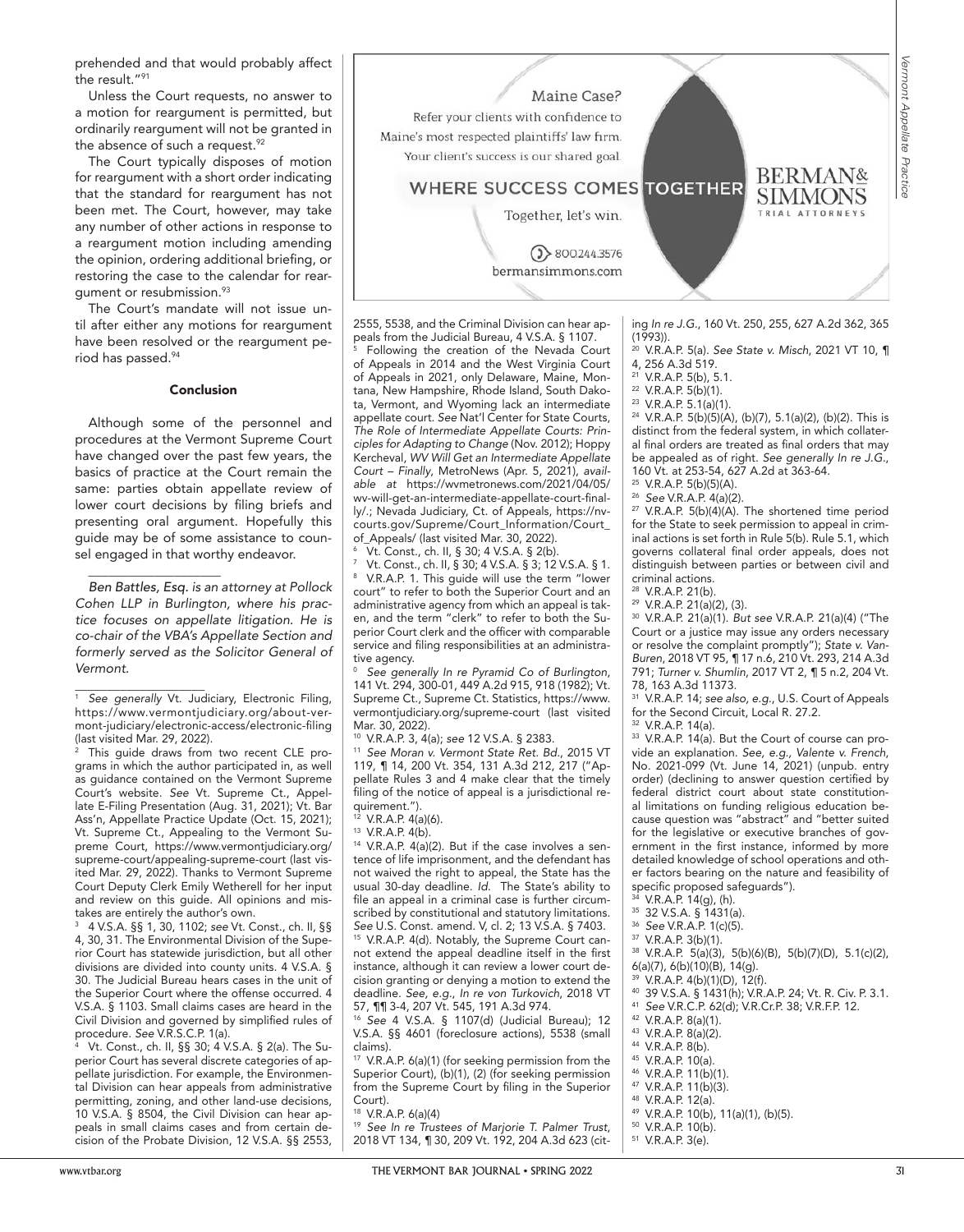prehended and that would probably affect the result."[91]

Unless the Court requests, no answer to a motion for reargument is permitted, but ordinarily reargument will not be granted in the absence of such a request.[92]

The Court typically disposes of motion for reargument with a short order indicating that the standard for reargument has not been met. The Court, however, may take any number of other actions in response to a reargument motion including amending the opinion, ordering additional briefing, or restoring the case to the calendar for reargument or resubmission.[93]

The Court's mandate will not issue until after either any motions for reargument have been resolved or the reargument period has passed.[94]

### Conclusion

Although some of the personnel and procedures at the Vermont Supreme Court have changed over the past few years, the basics of practice at the Court remain the same: parties obtain appellate review of lower court decisions by filing briefs and presenting oral argument. Hopefully this guide may be of some assistance to counsel engaged in that worthy endeavor.

---

*Ben Battles, Esq. is an attorney at Pollock Cohen LLP in Burlington, where his practice focuses on appellate litigation. He is co-chair of the VBA's Appellate Section and formerly served as the Solicitor General of Vermont.*

---

Maine Case?
Refer your clients with confidence to Maine's most respected plaintiffs' law firm.
Your client's success is our shared goal.
WHERE SUCCESS COMES TOGETHER
Together, let's win.
BERMAN& SIMMONS TRIAL ATTORNEYS
800.244.3576
bermansimmons.com

---

[1] *See generally* Vt. Judiciary, Electronic Filing, https://www.vermontjudiciary.org/about-vermont-judiciary/electronic-access/electronic-filing (last visited Mar. 29, 2022).

[2] This guide draws from two recent CLE programs in which the author participated in, as well as guidance contained on the Vermont Supreme Court's website. *See* Vt. Supreme Ct., Appellate E-Filing Presentation (Aug. 31, 2021); Vt. Bar Ass'n, Appellate Practice Update (Oct. 15, 2021); Vt. Supreme Ct., Appealing to the Vermont Supreme Court, https://www.vermontjudiciary.org/supreme-court/appealing-supreme-court (last visited Mar. 29, 2022). Thanks to Vermont Supreme Court Deputy Clerk Emily Wetherell for her input and review on this guide. All opinions and mistakes are entirely the author's own.

[3] 4 V.S.A. §§ 1, 30, 1102; *see* Vt. Const., ch. II, §§ 4, 30, 31. The Environmental Division of the Superior Court has statewide jurisdiction, but all other divisions are divided into county units. 4 V.S.A. § 30. The Judicial Bureau hears cases in the unit of the Superior Court where the offense occurred. 4 V.S.A. § 1103. Small claims cases are heard in the Civil Division and governed by simplified rules of procedure. *See* V.R.S.C.P. 1(a).

[4] Vt. Const., ch. II, §§ 30; 4 V.S.A. § 2(a). The Superior Court has several discrete categories of appellate jurisdiction. For example, the Environmental Division can hear appeals from administrative permitting, zoning, and other land-use decisions, 10 V.S.A. § 8504, the Civil Division can hear appeals in small claims cases and from certain decision of the Probate Division, 12 V.S.A. §§ 2553, 2555, 5538, and the Criminal Division can hear appeals from the Judicial Bureau, 4 V.S.A. § 1107.

[5] Following the creation of the Nevada Court of Appeals in 2014 and the West Virginia Court of Appeals in 2021, only Delaware, Maine, Montana, New Hampshire, Rhode Island, South Dakota, Vermont, and Wyoming lack an intermediate appellate court. *See* Nat'l Center for State Courts, *The Role of Intermediate Appellate Courts: Principles for Adapting to Change* (Nov. 2012); Hoppy Kercheval, *WV Will Get an Intermediate Appellate Court – Finally*, MetroNews (Apr. 5, 2021), *available at* https://wvmetronews.com/2021/04/05/wv-will-get-an-intermediate-appellate-court-finally/.; Nevada Judiciary, Ct. of Appeals, https://nvcourts.gov/Supreme/Court_Information/Court_of_Appeals/ (last visited Mar. 30, 2022).

[6] Vt. Const., ch. II, § 30; 4 V.S.A. § 2(b).

[7] Vt. Const., ch. II, § 30; 4 V.S.A. § 3; 12 V.S.A. § 1.

[8] V.R.A.P. 1. This guide will use the term "lower court" to refer to both the Superior Court and an administrative agency from which an appeal is taken, and the term "clerk" to refer to both the Superior Court clerk and the officer with comparable service and filing responsibilities at an administrative agency.

[0] *See generally In re Pyramid Co of Burlington*, 141 Vt. 294, 300-01, 449 A.2d 915, 918 (1982); Vt. Supreme Ct., Supreme Ct. Statistics, https://www.vermontjudiciary.org/supreme-court (last visited Mar. 30, 2022).

[10] V.R.A.P. 3, 4(a); *see* 12 V.S.A. § 2383.

[11] *See Moran v. Vermont State Ret. Bd.*, 2015 VT 119, ¶ 14, 200 Vt. 354, 131 A.3d 212, 217 ("Appellate Rules 3 and 4 make clear that the timely filing of the notice of appeal is a jurisdictional requirement.").

[12] V.R.A.P. 4(a)(6).

[13] V.R.A.P. 4(b).

[14] V.R.A.P. 4(a)(2). But if the case involves a sentence of life imprisonment, and the defendant has not waived the right to appeal, the State has the usual 30-day deadline. *Id.* The State's ability to file an appeal in a criminal case is further circumscribed by constitutional and statutory limitations. *See* U.S. Const. amend. V, cl. 2; 13 V.S.A. § 7403.

[15] V.R.A.P. 4(d). Notably, the Supreme Court cannot extend the appeal deadline itself in the first instance, although it can review a lower court decision granting or denying a motion to extend the deadline. *See, e.g.*, *In re von Turkovich*, 2018 VT 57, ¶¶ 3-4, 207 Vt. 545, 191 A.3d 974.

[16] *See* 4 V.S.A. § 1107(d) (Judicial Bureau); 12 V.S.A. §§ 4601 (foreclosure actions), 5538 (small claims).

[17] V.R.A.P. 6(a)(1) (for seeking permission from the Superior Court), (b)(1), (2) (for seeking permission from the Supreme Court by filing in the Superior Court).

[18] V.R.A.P. 6(a)(4)

[19] *See In re Trustees of Marjorie T. Palmer Trust*, 2018 VT 134, ¶ 30, 209 Vt. 192, 204 A.3d 623 (citing *In re J.G.*, 160 Vt. 250, 255, 627 A.2d 362, 365 (1993)).

[20] V.R.A.P. 5(a). *See State v. Misch*, 2021 VT 10, ¶ 4, 256 A.3d 519.

[21] V.R.A.P. 5(b), 5.1.

[22] V.R.A.P. 5(b)(1).

[23] V.R.A.P. 5.1(a)(1).

[24] V.R.A.P. 5(b)(5)(A), (b)(7), 5.1(a)(2), (b)(2). This is distinct from the federal system, in which collateral final orders are treated as final orders that may be appealed as of right. *See generally In re J.G.*, 160 Vt. at 253-54, 627 A.2d at 363-64.

[25] V.R.A.P. 5(b)(5)(A).

[26] *See* V.R.A.P. 4(a)(2).

[27] V.R.A.P. 5(b)(4)(A). The shortened time period for the State to seek permission to appeal in criminal actions is set forth in Rule 5(b). Rule 5.1, which governs collateral final order appeals, does not distinguish between parties or between civil and criminal actions.

[28] V.R.A.P. 21(b).

[29] V.R.A.P. 21(a)(2), (3).

[30] V.R.A.P. 21(a)(1). *But see* V.R.A.P. 21(a)(4) ("The Court or a justice may issue any orders necessary or resolve the complaint promptly"); *State v. VanBuren*, 2018 VT 95, ¶ 17 n.6, 210 Vt. 293, 214 A.3d 791; *Turner v. Shumlin*, 2017 VT 2, ¶ 5 n.2, 204 Vt. 78, 163 A.3d 11373.

[31] V.R.A.P. 14; *see also, e.g.*, U.S. Court of Appeals for the Second Circuit, Local R. 27.2.

[32] V.R.A.P. 14(a).

[33] V.R.A.P. 14(a). But the Court of course can provide an explanation. *See, e.g.*, *Valente v. French*, No. 2021-099 (Vt. June 14, 2021) (unpub. entry order) (declining to answer question certified by federal district court about state constitutional limitations on funding religious education because question was "abstract" and "better suited for the legislative or executive branches of government in the first instance, informed by more detailed knowledge of school operations and other factors bearing on the nature and feasibility of specific proposed safeguards").

[34] V.R.A.P. 14(g), (h).

[35] 32 V.S.A. § 1431(a).

[36] *See* V.R.A.P. 1(c)(5).

[37] V.R.A.P. 3(b)(1).

[38] V.R.A.P. 5(a)(3), 5(b)(6)(B), 5(b)(7)(D), 5.1(c)(2), 6(a)(7), 6(b)(10)(B), 14(g).

[39] V.R.A.P. 4(b)(1)(D), 12(f).

[40] 39 V.S.A. § 1431(h); V.R.A.P. 24; Vt. R. Civ. P. 3.1.

[41] *See* V.R.C.P. 62(d); V.R.Cr.P. 38; V.R.F.P. 12.

[42] V.R.A.P. 8(a)(1).

[43] V.R.A.P. 8(a)(2).

[44] V.R.A.P. 8(b).

[45] V.R.A.P. 10(a).

[46] V.R.A.P. 11(b)(1).

[47] V.R.A.P. 11(b)(3).

[48] V.R.A.P. 12(a).

[49] V.R.A.P. 10(b), 11(a)(1), (b)(5).

[50] V.R.A.P. 10(b).

[51] V.R.A.P. 3(e).